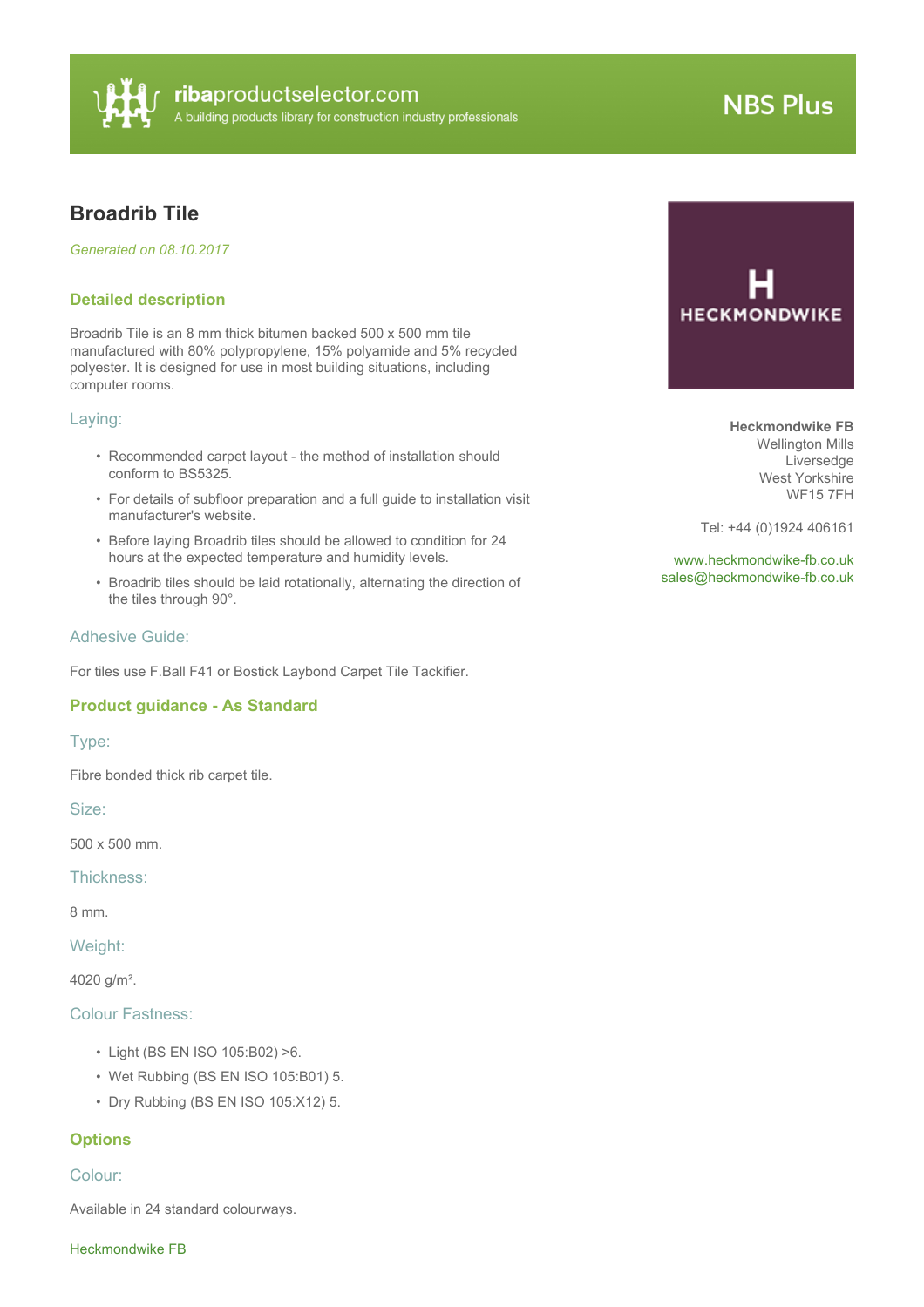ribaproductselector.com
A building products library for construction industry professionals

NBS Plus

# Broadrib Tile

*Generated on 08.10.2017*

HECKMONDWIKE

**Heckmondwike FB**
Wellington Mills
Liversedge
West Yorkshire
WF15 7FH

Tel: +44 (0)1924 406161

www.heckmondwike-fb.co.uk
sales@heckmondwike-fb.co.uk

## Detailed description

Broadrib Tile is an 8 mm thick bitumen backed 500 x 500 mm tile manufactured with 80% polypropylene, 15% polyamide and 5% recycled polyester. It is designed for use in most building situations, including computer rooms.

### Laying:

- Recommended carpet layout - the method of installation should conform to BS5325.
- For details of subfloor preparation and a full guide to installation visit manufacturer's website.
- Before laying Broadrib tiles should be allowed to condition for 24 hours at the expected temperature and humidity levels.
- Broadrib tiles should be laid rotationally, alternating the direction of the tiles through 90°.

### Adhesive Guide:

For tiles use F.Ball F41 or Bostick Laybond Carpet Tile Tackifier.

## Product guidance - As Standard

### Type:

Fibre bonded thick rib carpet tile.

### Size:

500 x 500 mm.

### Thickness:

8 mm.

### Weight:

4020 g/m².

### Colour Fastness:

- Light (BS EN ISO 105:B02) >6.
- Wet Rubbing (BS EN ISO 105:B01) 5.
- Dry Rubbing (BS EN ISO 105:X12) 5.

## Options

### Colour:

Available in 24 standard colourways.

Heckmondwike FB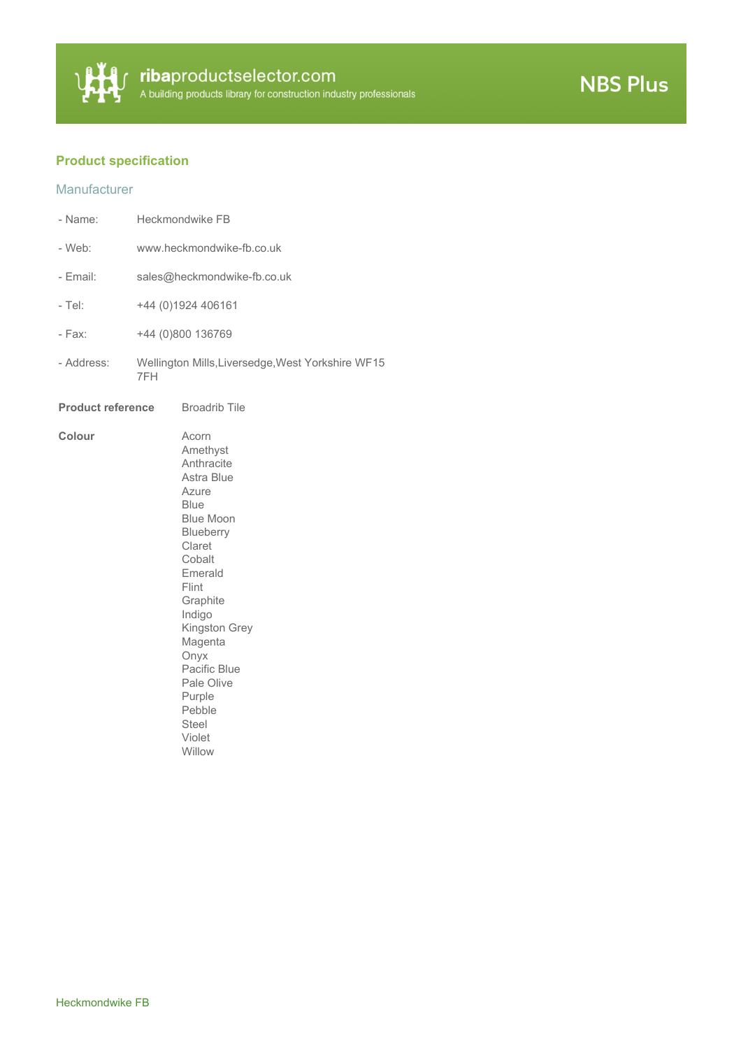## Product specification

### Manufacturer

- Name: Heckmondwike FB
- Web: www.heckmondwike-fb.co.uk
- Email: sales@heckmondwike-fb.co.uk
- Tel: +44 (0)1924 406161
- Fax: +44 (0)800 136769
- Address: Wellington Mills,Liversedge,West Yorkshire WF15 7FH

**Product reference** Broadrib Tile

**Colour**

Acorn
Amethyst
Anthracite
Astra Blue
Azure
Blue
Blue Moon
Blueberry
Claret
Cobalt
Emerald
Flint
Graphite
Indigo
Kingston Grey
Magenta
Onyx
Pacific Blue
Pale Olive
Purple
Pebble
Steel
Violet
Willow